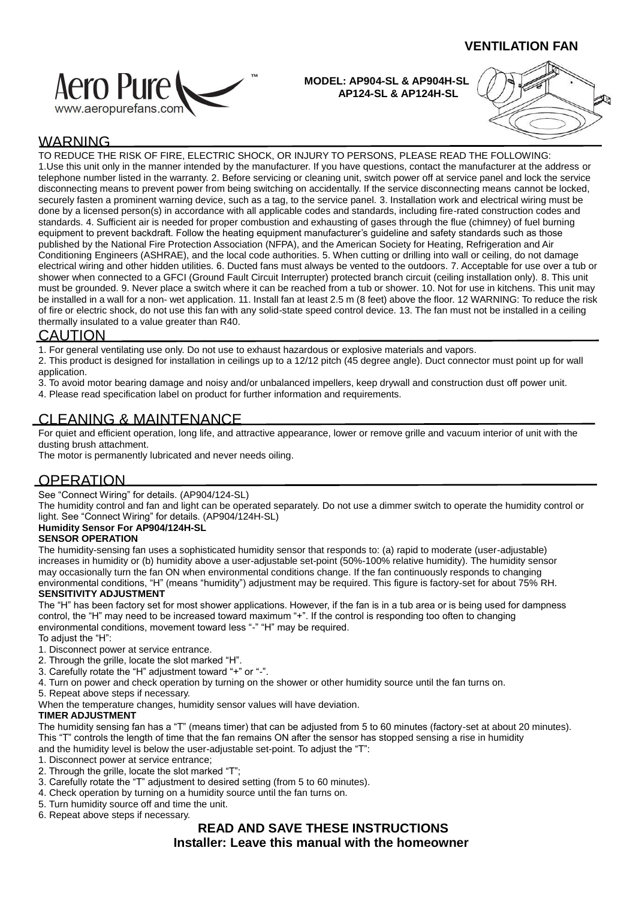**VENTILATION FAN**

Aero Pure™
www.aeropurefans.com

**MODEL: AP904-SL & AP904H-SL**
**AP124-SL & AP124H-SL**

## WARNING

TO REDUCE THE RISK OF FIRE, ELECTRIC SHOCK, OR INJURY TO PERSONS, PLEASE READ THE FOLLOWING:
1.Use this unit only in the manner intended by the manufacturer. If you have questions, contact the manufacturer at the address or telephone number listed in the warranty. 2. Before servicing or cleaning unit, switch power off at service panel and lock the service disconnecting means to prevent power from being switching on accidentally. If the service disconnecting means cannot be locked, securely fasten a prominent warning device, such as a tag, to the service panel. 3. Installation work and electrical wiring must be done by a licensed person(s) in accordance with all applicable codes and standards, including fire-rated construction codes and standards. 4. Sufficient air is needed for proper combustion and exhausting of gases through the flue (chimney) of fuel burning equipment to prevent backdraft. Follow the heating equipment manufacturer's guideline and safety standards such as those published by the National Fire Protection Association (NFPA), and the American Society for Heating, Refrigeration and Air Conditioning Engineers (ASHRAE), and the local code authorities. 5. When cutting or drilling into wall or ceiling, do not damage electrical wiring and other hidden utilities. 6. Ducted fans must always be vented to the outdoors. 7. Acceptable for use over a tub or shower when connected to a GFCI (Ground Fault Circuit Interrupter) protected branch circuit (ceiling installation only). 8. This unit must be grounded. 9. Never place a switch where it can be reached from a tub or shower. 10. Not for use in kitchens. This unit may be installed in a wall for a non- wet application. 11. Install fan at least 2.5 m (8 feet) above the floor. 12 WARNING: To reduce the risk of fire or electric shock, do not use this fan with any solid-state speed control device. 13. The fan must not be installed in a ceiling thermally insulated to a value greater than R40.

## CAUTION

1. For general ventilating use only. Do not use to exhaust hazardous or explosive materials and vapors.
2. This product is designed for installation in ceilings up to a 12/12 pitch (45 degree angle). Duct connector must point up for wall application.
3. To avoid motor bearing damage and noisy and/or unbalanced impellers, keep drywall and construction dust off power unit.
4. Please read specification label on product for further information and requirements.

## CLEANING & MAINTENANCE

For quiet and efficient operation, long life, and attractive appearance, lower or remove grille and vacuum interior of unit with the dusting brush attachment.
The motor is permanently lubricated and never needs oiling.

## OPERATION

See "Connect Wiring" for details. (AP904/124-SL)
The humidity control and fan and light can be operated separately. Do not use a dimmer switch to operate the humidity control or light. See "Connect Wiring" for details. (AP904/124H-SL)

**Humidity Sensor For AP904/124H-SL**

**SENSOR OPERATION**

The humidity-sensing fan uses a sophisticated humidity sensor that responds to: (a) rapid to moderate (user-adjustable) increases in humidity or (b) humidity above a user-adjustable set-point (50%-100% relative humidity). The humidity sensor may occasionally turn the fan ON when environmental conditions change. If the fan continuously responds to changing environmental conditions, "H" (means "humidity") adjustment may be required. This figure is factory-set for about 75% RH.

**SENSITIVITY ADJUSTMENT**

The "H" has been factory set for most shower applications. However, if the fan is in a tub area or is being used for dampness control, the "H" may need to be increased toward maximum "+". If the control is responding too often to changing environmental conditions, movement toward less "-" "H" may be required.
To adjust the "H":
1. Disconnect power at service entrance.
2. Through the grille, locate the slot marked "H".
3. Carefully rotate the "H" adjustment toward "+" or "-".
4. Turn on power and check operation by turning on the shower or other humidity source until the fan turns on.
5. Repeat above steps if necessary.

When the temperature changes, humidity sensor values will have deviation.

**TIMER ADJUSTMENT**

The humidity sensing fan has a "T" (means timer) that can be adjusted from 5 to 60 minutes (factory-set at about 20 minutes). This "T" controls the length of time that the fan remains ON after the sensor has stopped sensing a rise in humidity and the humidity level is below the user-adjustable set-point. To adjust the "T":
1. Disconnect power at service entrance;
2. Through the grille, locate the slot marked "T";
3. Carefully rotate the "T" adjustment to desired setting (from 5 to 60 minutes).
4. Check operation by turning on a humidity source until the fan turns on.
5. Turn humidity source off and time the unit.
6. Repeat above steps if necessary.

**READ AND SAVE THESE INSTRUCTIONS**
**Installer: Leave this manual with the homeowner**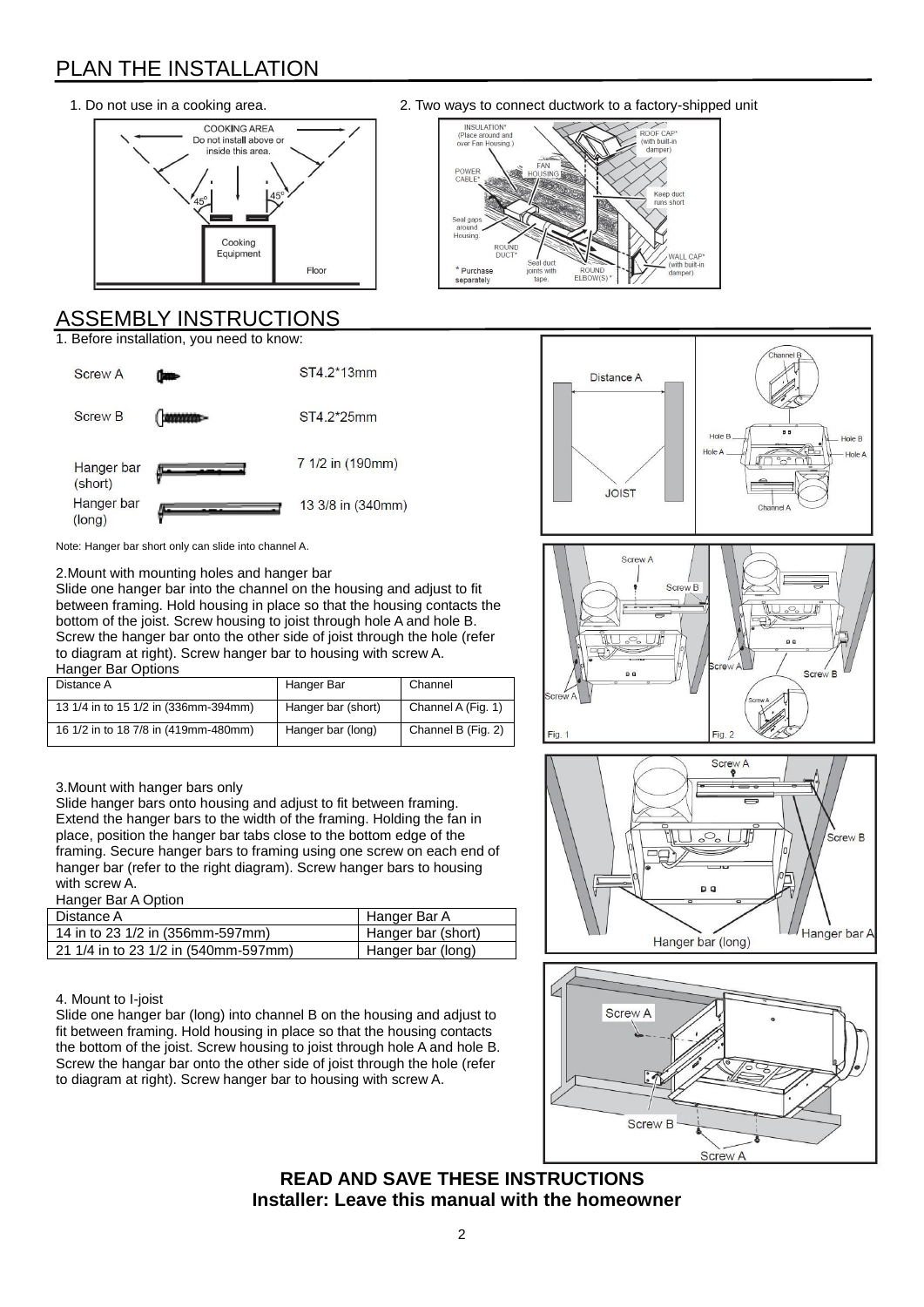# PLAN THE INSTALLATION

1. Do not use in a cooking area.

2. Two ways to connect ductwork to a factory-shipped unit

# ASSEMBLY INSTRUCTIONS

1. Before installation, you need to know:

| | |
|---|---|
| Screw A | ST4.2*13mm |
| Screw B | ST4.2*25mm |
| Hanger bar (short) | 7 1/2 in (190mm) |
| Hanger bar (long) | 13 3/8 in (340mm) |

Note: Hanger bar short only can slide into channel A.

2.Mount with mounting holes and hanger bar

Slide one hanger bar into the channel on the housing and adjust to fit between framing. Hold housing in place so that the housing contacts the bottom of the joist. Screw housing to joist through hole A and hole B. Screw the hanger bar onto the other side of joist through the hole (refer to diagram at right). Screw hanger bar to housing with screw A.

Hanger Bar Options

| Distance A | Hanger Bar | Channel |
|---|---|---|
| 13 1/4 in to 15 1/2 in (336mm-394mm) | Hanger bar (short) | Channel A (Fig. 1) |
| 16 1/2 in to 18 7/8 in (419mm-480mm) | Hanger bar (long) | Channel B (Fig. 2) |

3.Mount with hanger bars only

Slide hanger bars onto housing and adjust to fit between framing. Extend the hanger bars to the width of the framing. Holding the fan in place, position the hanger bar tabs close to the bottom edge of the framing. Secure hanger bars to framing using one screw on each end of hanger bar (refer to the right diagram). Screw hanger bars to housing with screw A.

Hanger Bar A Option

| Distance A | Hanger Bar A |
|---|---|
| 14 in to 23 1/2 in (356mm-597mm) | Hanger bar (short) |
| 21 1/4 in to 23 1/2 in (540mm-597mm) | Hanger bar (long) |

4. Mount to I-joist

Slide one hanger bar (long) into channel B on the housing and adjust to fit between framing. Hold housing in place so that the housing contacts the bottom of the joist. Screw housing to joist through hole A and hole B. Screw the hangar bar onto the other side of joist through the hole (refer to diagram at right). Screw hanger bar to housing with screw A.

**READ AND SAVE THESE INSTRUCTIONS**
**Installer: Leave this manual with the homeowner**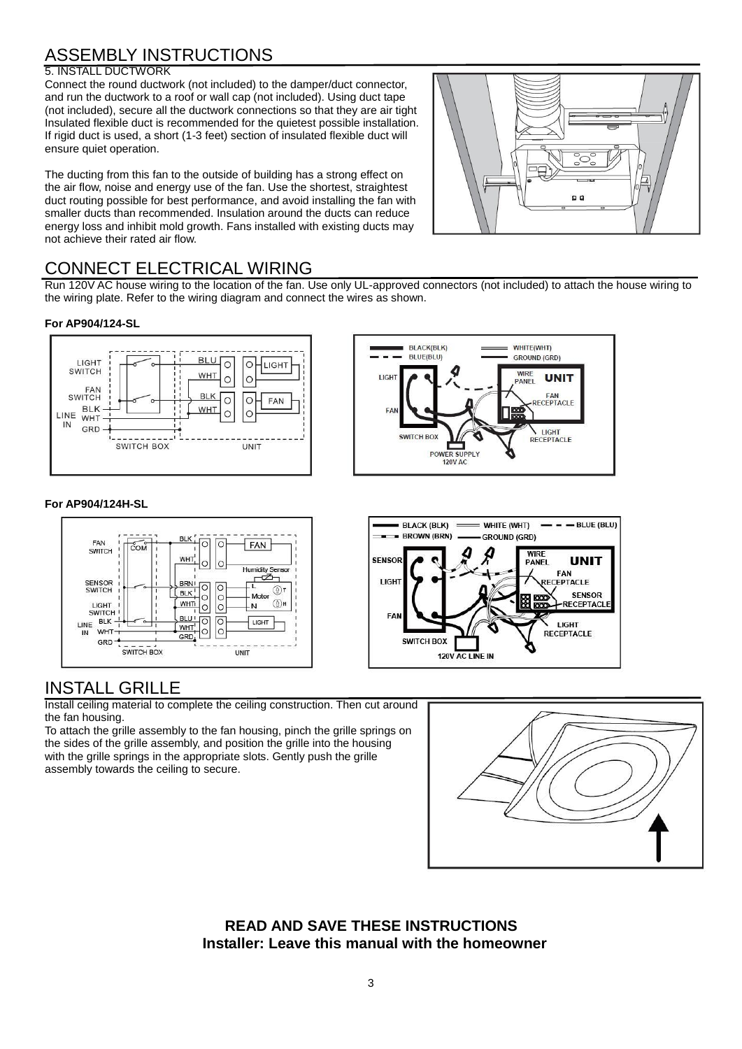# ASSEMBLY INSTRUCTIONS

5. INSTALL DUCTWORK

Connect the round ductwork (not included) to the damper/duct connector, and run the ductwork to a roof or wall cap (not included). Using duct tape (not included), secure all the ductwork connections so that they are air tight Insulated flexible duct is recommended for the quietest possible installation. If rigid duct is used, a short (1-3 feet) section of insulated flexible duct will ensure quiet operation.

The ducting from this fan to the outside of building has a strong effect on the air flow, noise and energy use of the fan. Use the shortest, straightest duct routing possible for best performance, and avoid installing the fan with smaller ducts than recommended. Insulation around the ducts can reduce energy loss and inhibit mold growth. Fans installed with existing ducts may not achieve their rated air flow.

# CONNECT ELECTRICAL WIRING

Run 120V AC house wiring to the location of the fan. Use only UL-approved connectors (not included) to attach the house wiring to the wiring plate. Refer to the wiring diagram and connect the wires as shown.

**For AP904/124-SL**

**For AP904/124H-SL**

# INSTALL GRILLE

Install ceiling material to complete the ceiling construction. Then cut around the fan housing.

To attach the grille assembly to the fan housing, pinch the grille springs on the sides of the grille assembly, and position the grille into the housing with the grille springs in the appropriate slots. Gently push the grille assembly towards the ceiling to secure.

**READ AND SAVE THESE INSTRUCTIONS**
**Installer: Leave this manual with the homeowner**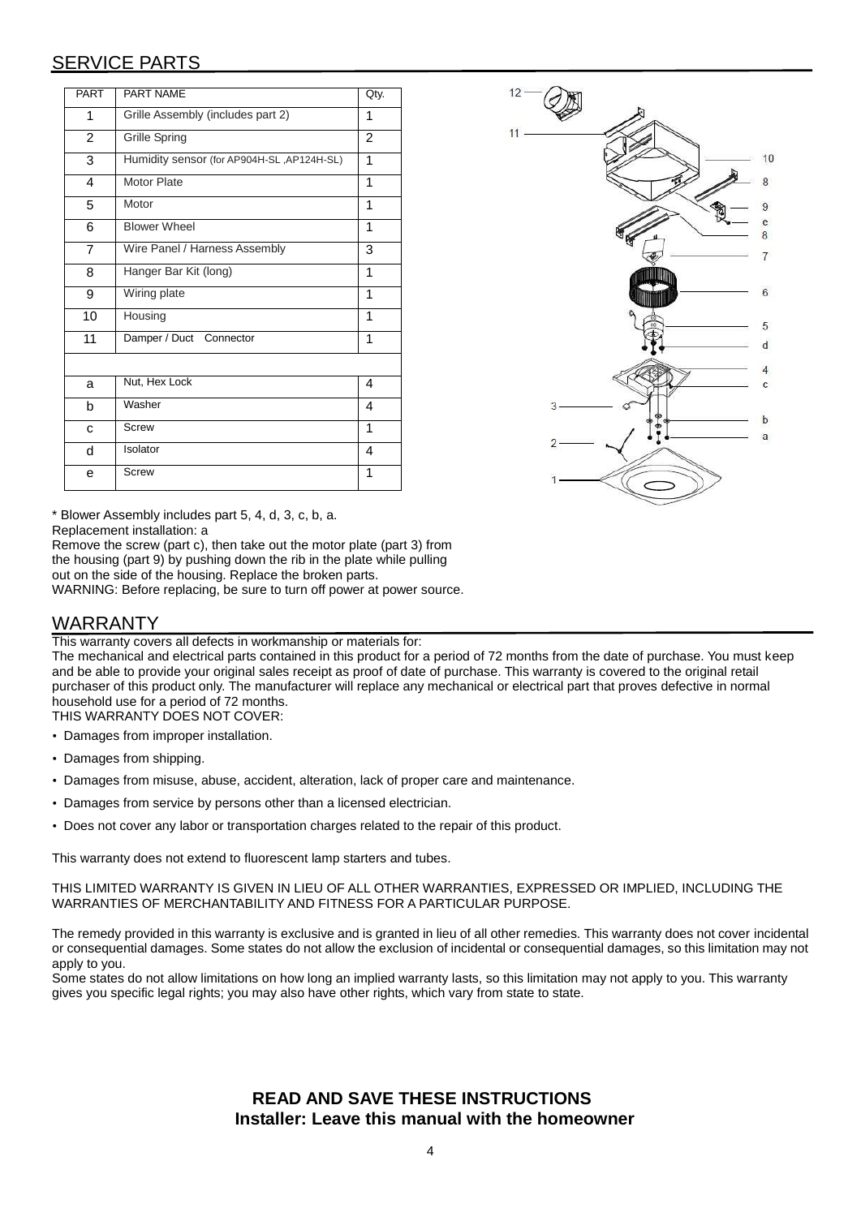## SERVICE PARTS

| PART | PART NAME | Qty. |
|---|---|---|
| 1 | Grille Assembly (includes part 2) | 1 |
| 2 | Grille Spring | 2 |
| 3 | Humidity sensor (for AP904H-SL ,AP124H-SL) | 1 |
| 4 | Motor Plate | 1 |
| 5 | Motor | 1 |
| 6 | Blower Wheel | 1 |
| 7 | Wire Panel / Harness Assembly | 3 |
| 8 | Hanger Bar Kit (long) | 1 |
| 9 | Wiring plate | 1 |
| 10 | Housing | 1 |
| 11 | Damper / Duct Connector | 1 |
| | | |
| a | Nut, Hex Lock | 4 |
| b | Washer | 4 |
| c | Screw | 1 |
| d | Isolator | 4 |
| e | Screw | 1 |

12
11
10
8
9
e
8
7
6
5
d
4
c
3
b
a
2
1

* Blower Assembly includes part 5, 4, d, 3, c, b, a.
Replacement installation: a
Remove the screw (part c), then take out the motor plate (part 3) from the housing (part 9) by pushing down the rib in the plate while pulling out on the side of the housing. Replace the broken parts.
WARNING: Before replacing, be sure to turn off power at power source.

## WARRANTY

This warranty covers all defects in workmanship or materials for:
The mechanical and electrical parts contained in this product for a period of 72 months from the date of purchase. You must keep and be able to provide your original sales receipt as proof of date of purchase. This warranty is covered to the original retail purchaser of this product only. The manufacturer will replace any mechanical or electrical part that proves defective in normal household use for a period of 72 months.
THIS WARRANTY DOES NOT COVER:

- Damages from improper installation.
- Damages from shipping.
- Damages from misuse, abuse, accident, alteration, lack of proper care and maintenance.
- Damages from service by persons other than a licensed electrician.
- Does not cover any labor or transportation charges related to the repair of this product.

This warranty does not extend to fluorescent lamp starters and tubes.

THIS LIMITED WARRANTY IS GIVEN IN LIEU OF ALL OTHER WARRANTIES, EXPRESSED OR IMPLIED, INCLUDING THE WARRANTIES OF MERCHANTABILITY AND FITNESS FOR A PARTICULAR PURPOSE.

The remedy provided in this warranty is exclusive and is granted in lieu of all other remedies. This warranty does not cover incidental or consequential damages. Some states do not allow the exclusion of incidental or consequential damages, so this limitation may not apply to you.
Some states do not allow limitations on how long an implied warranty lasts, so this limitation may not apply to you. This warranty gives you specific legal rights; you may also have other rights, which vary from state to state.

**READ AND SAVE THESE INSTRUCTIONS**
**Installer: Leave this manual with the homeowner**